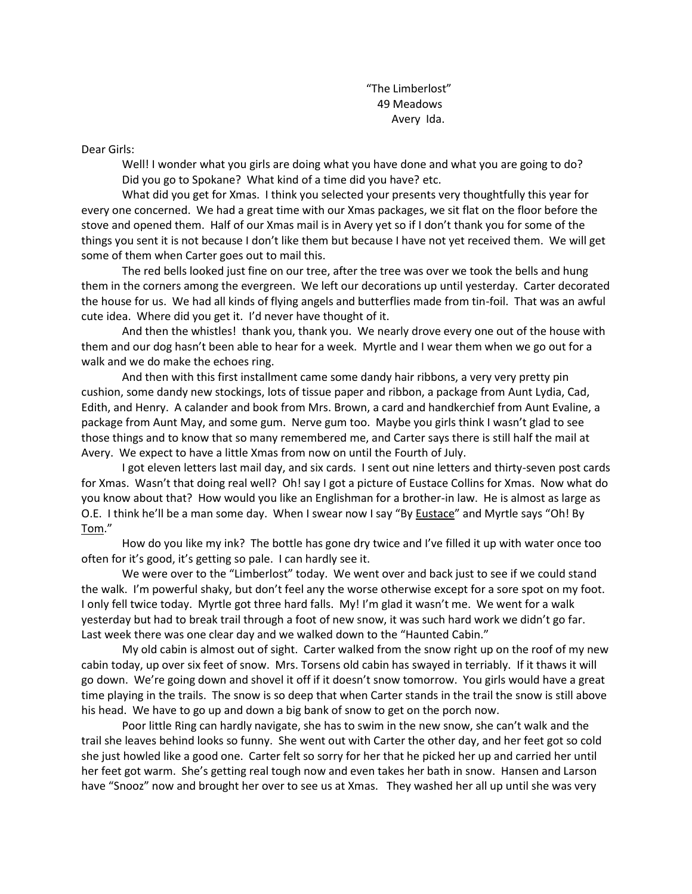"The Limberlost"
49 Meadows
Avery Ida.

Dear Girls:

Well! I wonder what you girls are doing what you have done and what you are going to do? Did you go to Spokane? What kind of a time did you have? etc.

What did you get for Xmas. I think you selected your presents very thoughtfully this year for every one concerned. We had a great time with our Xmas packages, we sit flat on the floor before the stove and opened them. Half of our Xmas mail is in Avery yet so if I don't thank you for some of the things you sent it is not because I don't like them but because I have not yet received them. We will get some of them when Carter goes out to mail this.

The red bells looked just fine on our tree, after the tree was over we took the bells and hung them in the corners among the evergreen. We left our decorations up until yesterday. Carter decorated the house for us. We had all kinds of flying angels and butterflies made from tin-foil. That was an awful cute idea. Where did you get it. I'd never have thought of it.

And then the whistles! thank you, thank you. We nearly drove every one out of the house with them and our dog hasn't been able to hear for a week. Myrtle and I wear them when we go out for a walk and we do make the echoes ring.

And then with this first installment came some dandy hair ribbons, a very very pretty pin cushion, some dandy new stockings, lots of tissue paper and ribbon, a package from Aunt Lydia, Cad, Edith, and Henry. A calander and book from Mrs. Brown, a card and handkerchief from Aunt Evaline, a package from Aunt May, and some gum. Nerve gum too. Maybe you girls think I wasn't glad to see those things and to know that so many remembered me, and Carter says there is still half the mail at Avery. We expect to have a little Xmas from now on until the Fourth of July.

I got eleven letters last mail day, and six cards. I sent out nine letters and thirty-seven post cards for Xmas. Wasn't that doing real well? Oh! say I got a picture of Eustace Collins for Xmas. Now what do you know about that? How would you like an Englishman for a brother-in law. He is almost as large as O.E. I think he'll be a man some day. When I swear now I say "By <u>Eustace</u>" and Myrtle says "Oh! By <u>Tom</u>."

How do you like my ink? The bottle has gone dry twice and I've filled it up with water once too often for it's good, it's getting so pale. I can hardly see it.

We were over to the "Limberlost" today. We went over and back just to see if we could stand the walk. I'm powerful shaky, but don't feel any the worse otherwise except for a sore spot on my foot. I only fell twice today. Myrtle got three hard falls. My! I'm glad it wasn't me. We went for a walk yesterday but had to break trail through a foot of new snow, it was such hard work we didn't go far. Last week there was one clear day and we walked down to the "Haunted Cabin."

My old cabin is almost out of sight. Carter walked from the snow right up on the roof of my new cabin today, up over six feet of snow. Mrs. Torsens old cabin has swayed in terriably. If it thaws it will go down. We're going down and shovel it off if it doesn't snow tomorrow. You girls would have a great time playing in the trails. The snow is so deep that when Carter stands in the trail the snow is still above his head. We have to go up and down a big bank of snow to get on the porch now.

Poor little Ring can hardly navigate, she has to swim in the new snow, she can't walk and the trail she leaves behind looks so funny. She went out with Carter the other day, and her feet got so cold she just howled like a good one. Carter felt so sorry for her that he picked her up and carried her until her feet got warm. She's getting real tough now and even takes her bath in snow. Hansen and Larson have "Snooz" now and brought her over to see us at Xmas. They washed her all up until she was very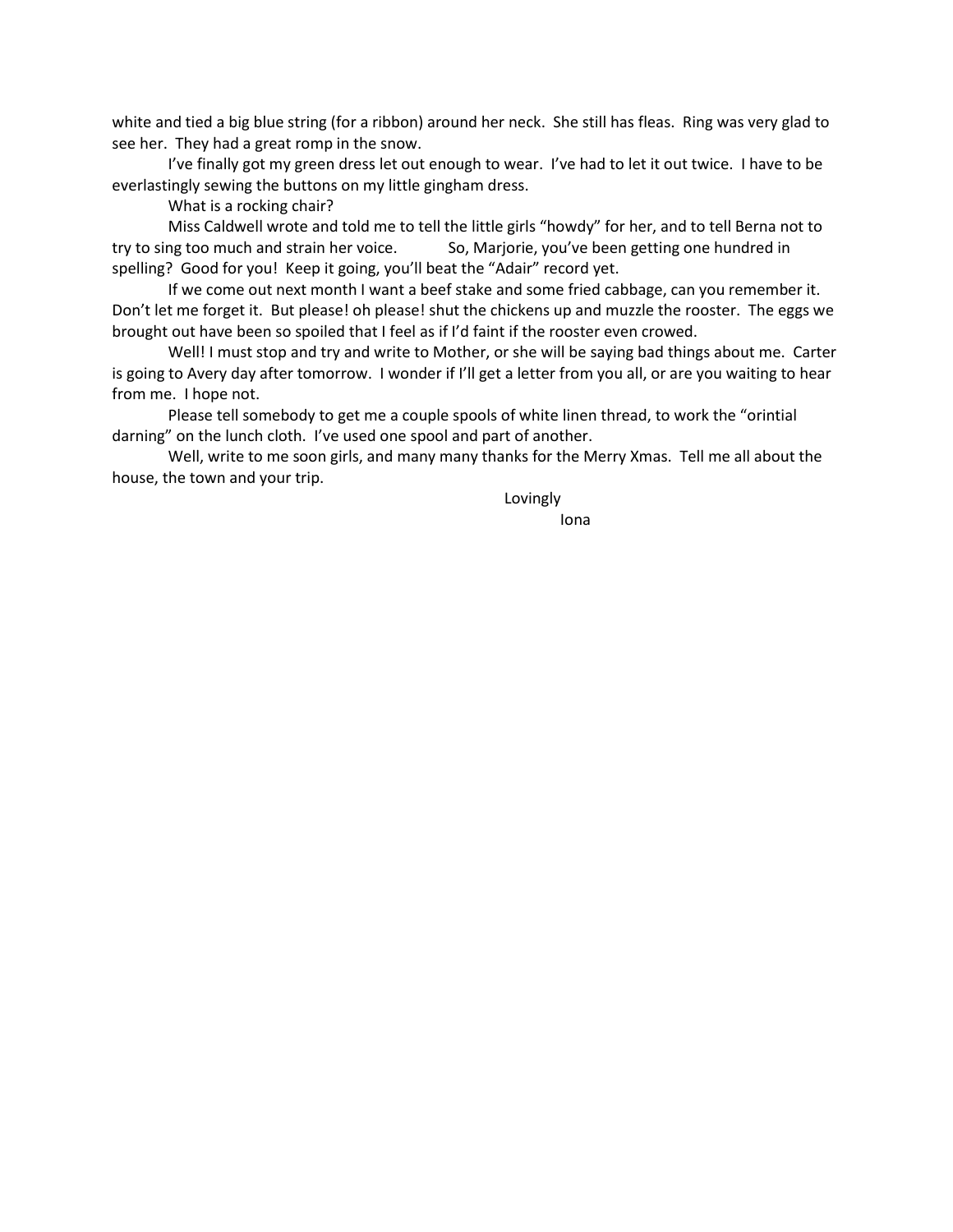white and tied a big blue string (for a ribbon) around her neck. She still has fleas. Ring was very glad to see her. They had a great romp in the snow.

I've finally got my green dress let out enough to wear. I've had to let it out twice. I have to be everlastingly sewing the buttons on my little gingham dress.

What is a rocking chair?

Miss Caldwell wrote and told me to tell the little girls "howdy" for her, and to tell Berna not to try to sing too much and strain her voice. So, Marjorie, you've been getting one hundred in spelling? Good for you! Keep it going, you'll beat the "Adair" record yet.

If we come out next month I want a beef stake and some fried cabbage, can you remember it. Don't let me forget it. But please! oh please! shut the chickens up and muzzle the rooster. The eggs we brought out have been so spoiled that I feel as if I'd faint if the rooster even crowed.

Well! I must stop and try and write to Mother, or she will be saying bad things about me. Carter is going to Avery day after tomorrow. I wonder if I'll get a letter from you all, or are you waiting to hear from me. I hope not.

Please tell somebody to get me a couple spools of white linen thread, to work the "orintial darning" on the lunch cloth. I've used one spool and part of another.

Well, write to me soon girls, and many many thanks for the Merry Xmas. Tell me all about the house, the town and your trip.

Lovingly

Iona